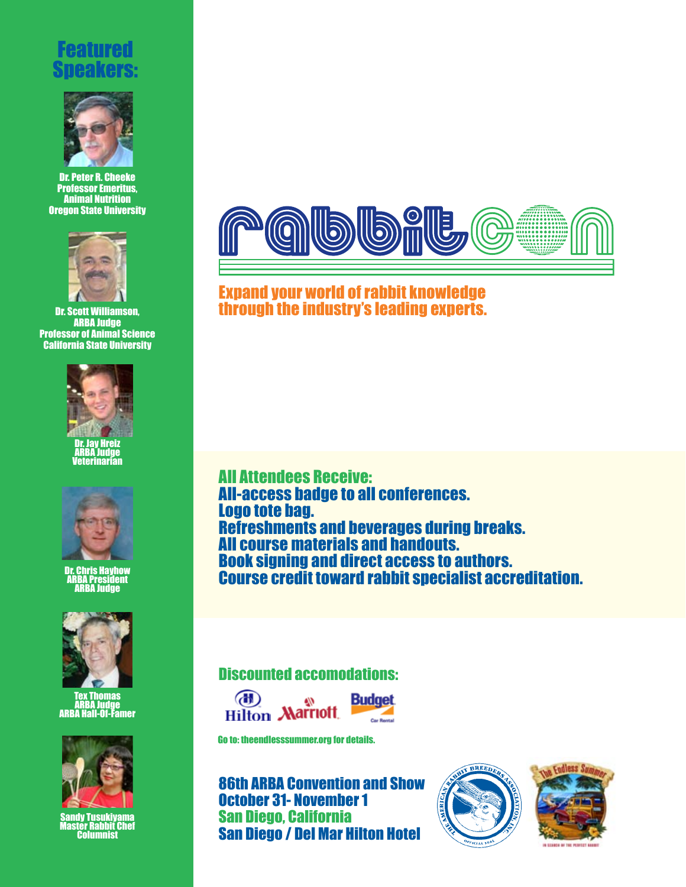## Featured Speakers:

Dr. Peter R. Cheeke
Professor Emeritus,
Animal Nutrition
Oregon State University

Dr. Scott Williamson,
ARBA Judge
Professor of Animal Science
California State University

Dr. Jay Hreiz
ARBA Judge
Veterinarian

Dr. Chris Hayhow
ARBA President
ARBA Judge

Tex Thomas
ARBA Judge
ARBA Hall-Of-Famer

Sandy Tusukiyama
Master Rabbit Chef
Columnist

# rabbitcon

## Expand your world of rabbit knowledge through the industry's leading experts.

**All Attendees Receive:**

All-access badge to all conferences.
Logo tote bag.
Refreshments and beverages during breaks.
All course materials and handouts.
Book signing and direct access to authors.
Course credit toward rabbit specialist accreditation.

**Discounted accomodations:**

Hilton Marriott Budget Car Rental

Go to: theendlesssummer.org for details.

**86th ARBA Convention and Show**
**October 31- November 1**
**San Diego, California**
**San Diego / Del Mar Hilton Hotel**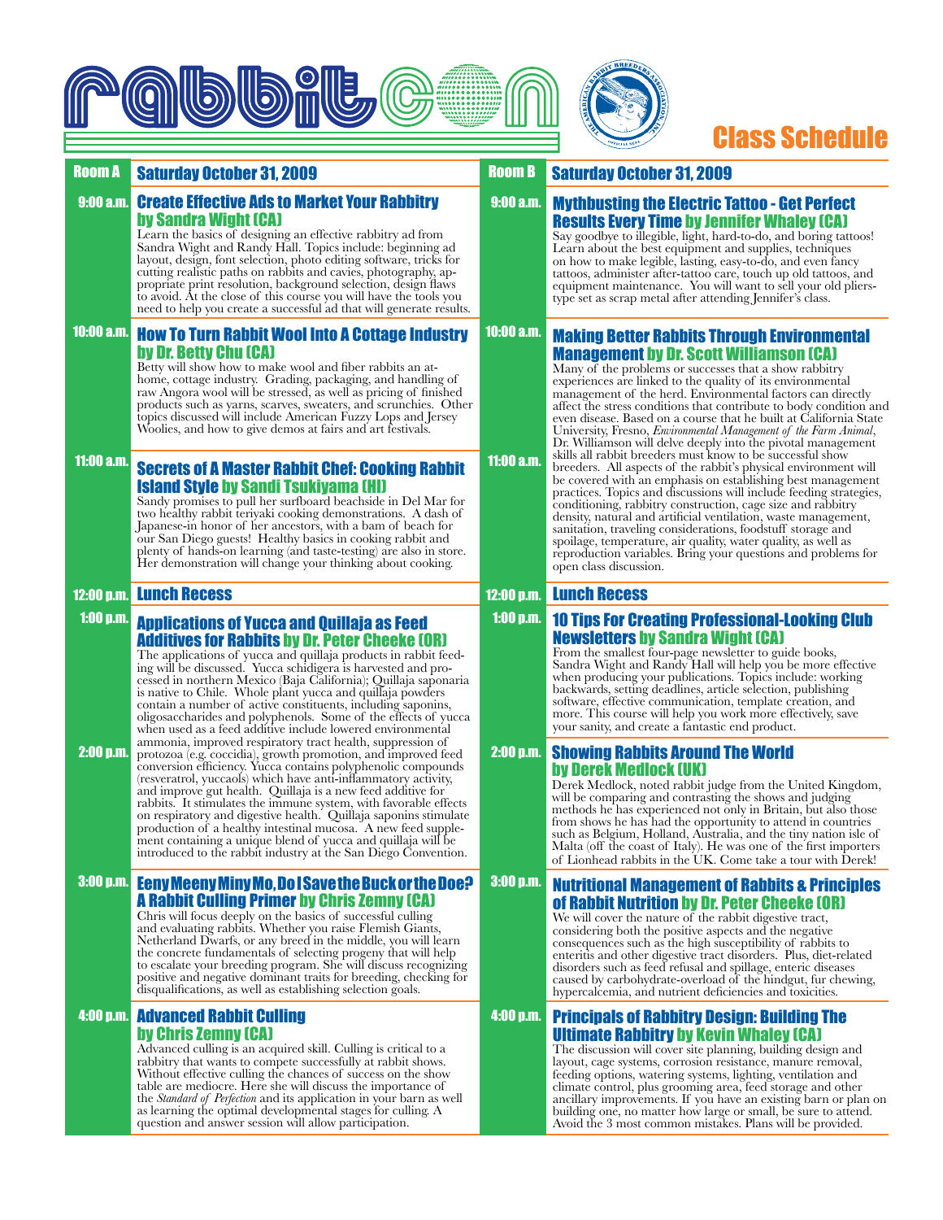# rabbitcon

# Class Schedule

## Room A — Saturday October 31, 2009

**9:00 a.m.**

### Create Effective Ads to Market Your Rabbitry by Sandra Wight (CA)

Learn the basics of designing an effective rabbitry ad from Sandra Wight and Randy Hall. Topics include: beginning ad layout, design, font selection, photo editing software, tricks for cutting realistic paths on rabbits and cavies, photography, appropriate print resolution, background selection, design flaws to avoid. At the close of this course you will have the tools you need to help you create a successful ad that will generate results.

**10:00 a.m.**

### How To Turn Rabbit Wool Into A Cottage Industry by Dr. Betty Chu (CA)

Betty will show how to make wool and fiber rabbits an at-home, cottage industry. Grading, packaging, and handling of raw Angora wool will be stressed, as well as pricing of finished products such as yarns, scarves, sweaters, and scrunchies. Other topics discussed will include American Fuzzy Lops and Jersey Woolies, and how to give demos at fairs and art festivals.

**11:00 a.m.**

### Secrets Of A Master Rabbit Chef: Cooking Rabbit Island Style by Sandi Tsukiyama (HI)

Sandy promises to pull her surfboard beachside in Del Mar for two healthy rabbit teriyaki cooking demonstrations. A dash of Japanese-in honor of her ancestors, with a bam of beach for our San Diego guests! Healthy basics in cooking rabbit and plenty of hands-on learning (and taste-testing) are also in store. Her demonstration will change your thinking about cooking.

**12:00 p.m.**

### Lunch Recess

**1:00 p.m.**

### Applications of Yucca and Quillaja as Feed Additives for Rabbits by Dr. Peter Cheeke (OR)

The applications of yucca and quillaja products in rabbit feeding will be discussed. Yucca schidigera is harvested and processed in northern Mexico (Baja California); Quillaja saponaria is native to Chile. Whole plant yucca and quillaja powders contain a number of active constituents, including saponins, oligosaccharides and polyphenols. Some of the effects of yucca when used as a feed additive include lowered environmental ammonia, improved respiratory tract health, suppression of protozoa (e.g. coccidia), growth promotion, and improved feed conversion efficiency. Yucca contains polyphenolic compounds (resveratrol, yuccaols) which have anti-inflammatory activity, and improve gut health. Quillaja is a new feed additive for rabbits. It stimulates the immune system, with favorable effects on respiratory and digestive health. Quillaja saponins stimulate production of a healthy intestinal mucosa. A new feed supplement containing a unique blend of yucca and quillaja will be introduced to the rabbit industry at the San Diego Convention.

**2:00 p.m.**

**3:00 p.m.**

### Eeny Meeny Miny Mo, Do I Save the Buck or the Doe? A Rabbit Culling Primer by Chris Zemny (CA)

Chris will focus deeply on the basics of successful culling and evaluating rabbits. Whether you raise Flemish Giants, Netherland Dwarfs, or any breed in the middle, you will learn the concrete fundamentals of selecting progeny that will help to escalate your breeding program. She will discuss recognizing positive and negative dominant traits for breeding, checking for disqualifications, as well as establishing selection goals.

**4:00 p.m.**

### Advanced Rabbit Culling by Chris Zemny (CA)

Advanced culling is an acquired skill. Culling is critical to a rabbitry that wants to compete successfully at rabbit shows. Without effective culling the chances of success on the show table are mediocre. Here she will discuss the importance of the *Standard of Perfection* and its application in your barn as well as learning the optimal developmental stages for culling. A question and answer session will allow participation.

## Room B — Saturday October 31, 2009

**9:00 a.m.**

### Mythbusting the Electric Tattoo - Get Perfect Results Every Time by Jennifer Whaley (CA)

Say goodbye to illegible, light, hard-to-do, and boring tattoos! Learn about the best equipment and supplies, techniques on how to make legible, lasting, easy-to-do, and even fancy tattoos, administer after-tattoo care, touch up old tattoos, and equipment maintenance. You will want to sell your old pliers-type set as scrap metal after attending Jennifer's class.

**10:00 a.m.**

### Making Better Rabbits Through Environmental Management by Dr. Scott Williamson (CA)

**11:00 a.m.**

Many of the problems or successes that a show rabbitry experiences are linked to the quality of its environmental management of the herd. Environmental factors can directly affect the stress conditions that contribute to body condition and even disease. Based on a course that he built at California State University, Fresno, *Environmental Management of the Farm Animal*, Dr. Williamson will delve deeply into the pivotal management skills all rabbit breeders must know to be successful show breeders. All aspects of the rabbit's physical environment will be covered with an emphasis on establishing best management practices. Topics and discussions will include feeding strategies, conditioning, rabbitry construction, cage size and rabbitry density, natural and artificial ventilation, waste management, sanitation, traveling considerations, foodstuff storage and spoilage, temperature, air quality, water quality, as well as reproduction variables. Bring your questions and problems for open class discussion.

**12:00 p.m.**

### Lunch Recess

**1:00 p.m.**

### 10 Tips For Creating Professional-Looking Club Newsletters by Sandra Wight (CA)

From the smallest four-page newsletter to guide books, Sandra Wight and Randy Hall will help you be more effective when producing your publications. Topics include: working backwards, setting deadlines, article selection, publishing software, effective communication, template creation, and more. This course will help you work more effectively, save your sanity, and create a fantastic end product.

**2:00 p.m.**

### Showing Rabbits Around The World by Derek Medlock (UK)

Derek Medlock, noted rabbit judge from the United Kingdom, will be comparing and contrasting the shows and judging methods he has experienced not only in Britain, but also those from shows he has had the opportunity to attend in countries such as Belgium, Holland, Australia, and the tiny nation isle of Malta (off the coast of Italy). He was one of the first importers of Lionhead rabbits in the UK. Come take a tour with Derek!

**3:00 p.m.**

### Nutritional Management of Rabbits & Principles of Rabbit Nutrition by Dr. Peter Cheeke (OR)

We will cover the nature of the rabbit digestive tract, considering both the positive aspects and the negative consequences such as the high susceptibility of rabbits to enteritis and other digestive tract disorders. Plus, diet-related disorders such as feed refusal and spillage, enteric diseases caused by carbohydrate-overload of the hindgut, fur chewing, hypercalcemia, and nutrient deficiencies and toxicities.

**4:00 p.m.**

### Principals of Rabbitry Design: Building The Ultimate Rabbitry by Kevin Whaley (CA)

The discussion will cover site planning, building design and layout, cage systems, corrosion resistance, manure removal, feeding options, watering systems, lighting, ventilation and climate control, plus grooming area, feed storage and other ancillary improvements. If you have an existing barn or plan on building one, no matter how large or small, be sure to attend. Avoid the 3 most common mistakes. Plans will be provided.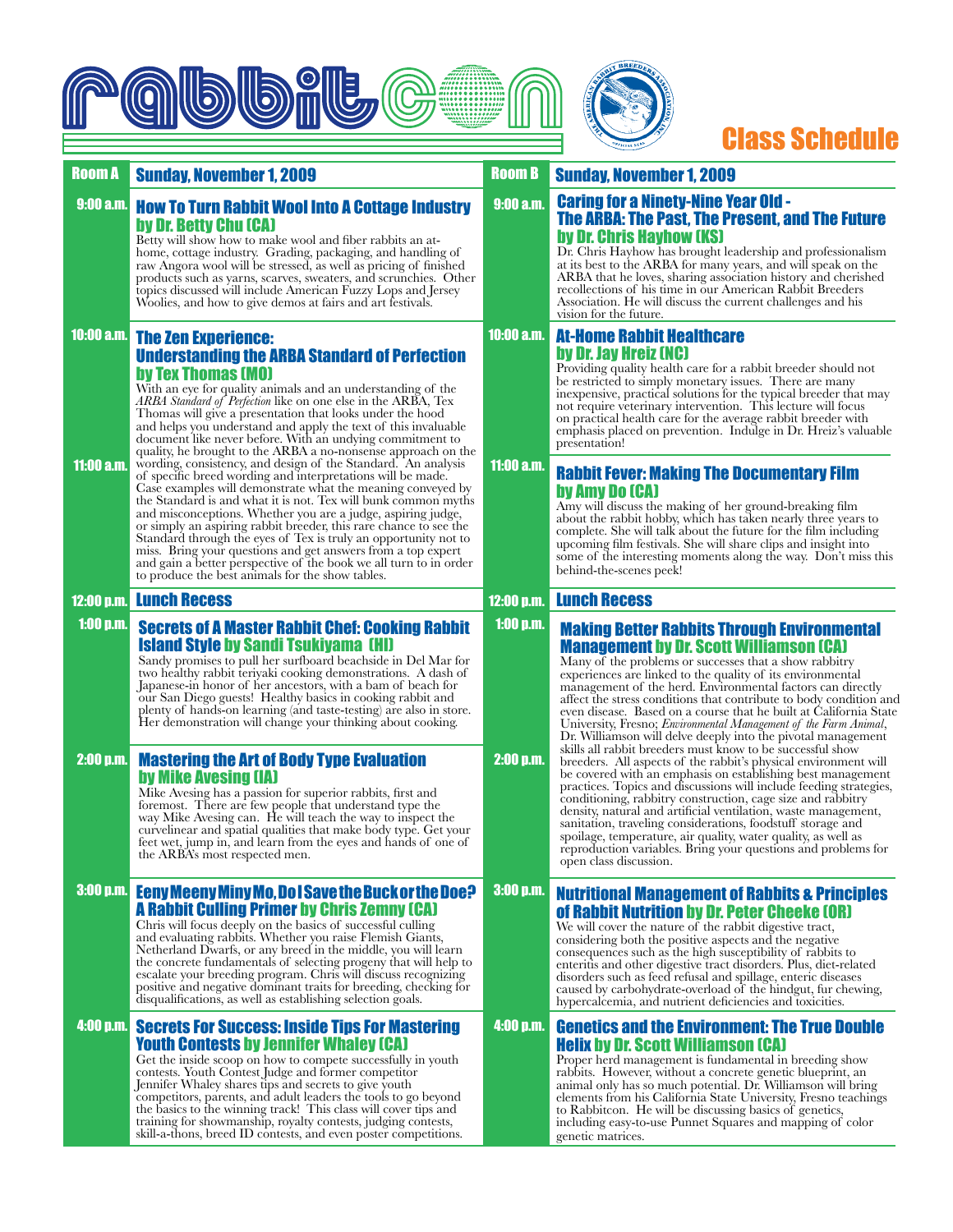# rabbitcon

# Class Schedule

## Room A — Sunday, November 1, 2009

### 9:00 a.m. — How To Turn Rabbit Wool Into A Cottage Industry by Dr. Betty Chu (CA)

Betty will show how to make wool and fiber rabbits an at-home, cottage industry. Grading, packaging, and handling of raw Angora wool will be stressed, as well as pricing of finished products such as yarns, scarves, sweaters, and scrunchies. Other topics discussed will include American Fuzzy Lops and Jersey Woolies, and how to give demos at fairs and art festivals.

### 10:00 a.m. – 11:00 a.m. — The Zen Experience: Understanding the ARBA Standard of Perfection by Tex Thomas (MO)

With an eye for quality animals and an understanding of the *ARBA Standard of Perfection* like no one else in the ARBA, Tex Thomas will give a presentation that looks under the hood and helps you understand and apply the text of this invaluable document like never before. With an undying commitment to quality, he brought to the ARBA a no-nonsense approach on the wording, consistency, and design of the Standard. An analysis of specific breed wording and interpretations will be made. Case examples will demonstrate what the meaning conveyed by the Standard is and what it is not. Tex will bunk common myths and misconceptions. Whether you are a judge, aspiring judge, or simply an aspiring rabbit breeder, this rare chance to see the Standard through the eyes of Tex is truly an opportunity not to miss. Bring your questions and get answers from a top expert and gain a better perspective of the book we all turn to in order to produce the best animals for the show tables.

### 12:00 p.m. — Lunch Recess

### 1:00 p.m. — Secrets of A Master Rabbit Chef: Cooking Rabbit Island Style by Sandi Tsukiyama (HI)

Sandy promises to pull her surfboard beachside in Del Mar for two healthy rabbit teriyaki cooking demonstrations. A dash of Japanese-in honor of her ancestors, with a bam of beach for our San Diego guests! Healthy basics in cooking rabbit and plenty of hands-on learning (and taste-testing) are also in store. Her demonstration will change your thinking about cooking.

### 2:00 p.m. — Mastering the Art of Body Type Evaluation by Mike Avesing (IA)

Mike Avesing has a passion for superior rabbits, first and foremost. There are few people that understand type the way Mike Avesing can. He will teach the way to inspect the curvelinear and spatial qualities that make body type. Get your feet wet, jump in, and learn from the eyes and hands of one of the ARBA's most respected men.

### 3:00 p.m. — Eeny Meeny Miny Mo, Do I Save the Buck or the Doe? A Rabbit Culling Primer by Chris Zemny (CA)

Chris will focus deeply on the basics of successful culling and evaluating rabbits. Whether you raise Flemish Giants, Netherland Dwarfs, or any breed in the middle, you will learn the concrete fundamentals of selecting progeny that will help to escalate your breeding program. Chris will discuss recognizing positive and negative dominant traits for breeding, checking for disqualifications, as well as establishing selection goals.

### 4:00 p.m. — Secrets For Success: Inside Tips For Mastering Youth Contests by Jennifer Whaley (CA)

Get the inside scoop on how to compete successfully in youth contests. Youth Contest Judge and former competitor Jennifer Whaley shares tips and secrets to give youth competitors, parents, and adult leaders the tools to go beyond the basics to the winning track! This class will cover tips and training for showmanship, royalty contests, judging contests, skill-a-thons, breed ID contests, and even poster competitions.

## Room B — Sunday, November 1, 2009

### 9:00 a.m. — Caring for a Ninety-Nine Year Old - The ARBA: The Past, The Present, and The Future by Dr. Chris Hayhow (KS)

Dr. Chris Hayhow has brought leadership and professionalism at its best to the ARBA for many years, and will speak on the ARBA that he loves, sharing association history and cherished recollections of his time in our American Rabbit Breeders Association. He will discuss the current challenges and his vision for the future.

### 10:00 a.m. — At-Home Rabbit Healthcare by Dr. Jay Hreiz (NC)

Providing quality health care for a rabbit breeder should not be restricted to simply monetary issues. There are many inexpensive, practical solutions for the typical breeder that may not require veterinary intervention. This lecture will focus on practical health care for the average rabbit breeder with emphasis placed on prevention. Indulge in Dr. Hreiz's valuable presentation!

### 11:00 a.m. — Rabbit Fever: Making The Documentary Film by Amy Do (CA)

Amy will discuss the making of her ground-breaking film about the rabbit hobby, which has taken nearly three years to complete. She will talk about the future for the film including upcoming film festivals. She will share clips and insight into some of the interesting moments along the way. Don't miss this behind-the-scenes peek!

### 12:00 p.m. — Lunch Recess

### 1:00 p.m. – 2:00 p.m. — Making Better Rabbits Through Environmental Management by Dr. Scott Williamson (CA)

Many of the problems or successes that a show rabbitry experiences are linked to the quality of its environmental management of the herd. Environmental factors can directly affect the stress conditions that contribute to body condition and even disease. Based on a course that he built at California State University, Fresno; *Environmental Management of the Farm Animal*, Dr. Williamson will delve deeply into the pivotal management skills all rabbit breeders must know to be successful show breeders. All aspects of the rabbit's physical environment will be covered with an emphasis on establishing best management practices. Topics and discussions will include feeding strategies, conditioning, rabbitry construction, cage size and rabbitry density, natural and artificial ventilation, waste management, sanitation, traveling considerations, foodstuff storage and spoilage, temperature, air quality, water quality, as well as reproduction variables. Bring your questions and problems for open class discussion.

### 3:00 p.m. — Nutritional Management of Rabbits & Principles of Rabbit Nutrition by Dr. Peter Cheeke (OR)

We will cover the nature of the rabbit digestive tract, considering both the positive aspects and the negative consequences such as the high susceptibility of rabbits to enteritis and other digestive tract disorders. Plus, diet-related disorders such as feed refusal and spillage, enteric diseases caused by carbohydrate-overload of the hindgut, fur chewing, hypercalcemia, and nutrient deficiencies and toxicities.

### 4:00 p.m. — Genetics and the Environment: The True Double Helix by Dr. Scott Williamson (CA)

Proper herd management is fundamental in breeding show rabbits. However, without a concrete genetic blueprint, an animal only has so much potential. Dr. Williamson will bring elements from his California State University, Fresno teachings to Rabbitcon. He will be discussing basics of genetics, including easy-to-use Punnet Squares and mapping of color genetic matrices.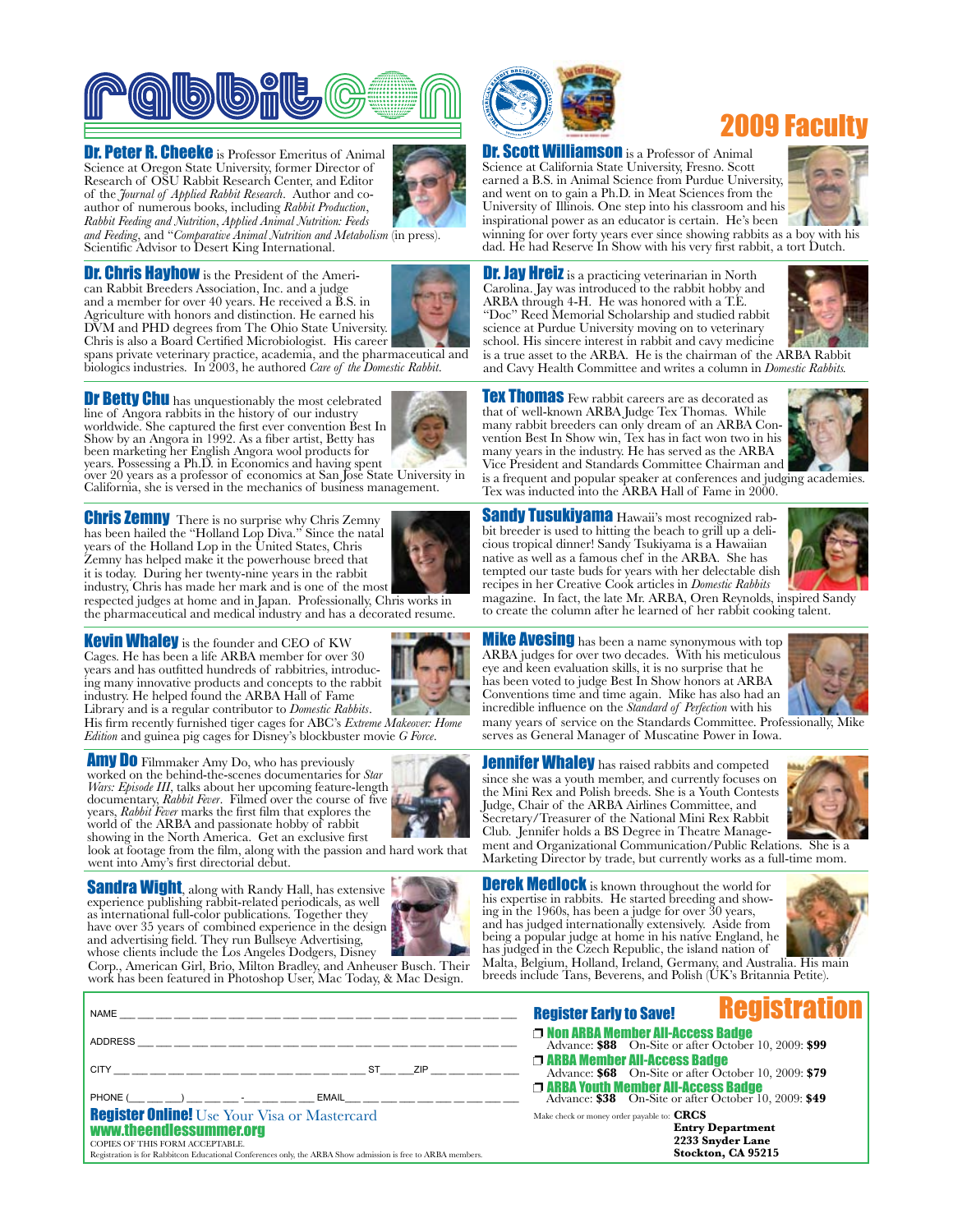# rabbitcon

## 2009 Faculty

**Dr. Peter R. Cheeke** is Professor Emeritus of Animal Science at Oregon State University, former Director of Research of OSU Rabbit Research Center, and Editor of the *Journal of Applied Rabbit Research*. Author and co-author of numerous books, including *Rabbit Production*, *Rabbit Feeding and Nutrition*, *Applied Animal Nutrition: Feeds and Feeding*, and "*Comparative Animal Nutrition and Metabolism* (in press). Scientific Advisor to Desert King International.

**Dr. Chris Hayhow** is the President of the American Rabbit Breeders Association, Inc. and a judge and a member for over 40 years. He received a B.S. in Agriculture with honors and distinction. He earned his DVM and PHD degrees from The Ohio State University. Chris is also a Board Certified Microbiologist. His career spans private veterinary practice, academia, and the pharmaceutical and biologics industries. In 2003, he authored *Care of the Domestic Rabbit*.

**Dr Betty Chu** has unquestionably the most celebrated line of Angora rabbits in the history of our industry worldwide. She captured the first ever convention Best In Show by an Angora in 1992. As a fiber artist, Betty has been marketing her English Angora wool products for years. Possessing a Ph.D. in Economics and having spent over 20 years as a professor of economics at San Jose State University in California, she is versed in the mechanics of business management.

**Chris Zemny** There is no surprise why Chris Zemny has been hailed the "Holland Lop Diva." Since the natal years of the Holland Lop in the United States, Chris Zemny has helped make it the powerhouse breed that it is today. During her twenty-nine years in the rabbit industry, Chris has made her mark and is one of the most respected judges at home and in Japan. Professionally, Chris works in the pharmaceutical and medical industry and has a decorated resume.

**Kevin Whaley** is the founder and CEO of KW Cages. He has been a life ARBA member for over 30 years and has outfitted hundreds of rabbitries, introducing many innovative products and concepts to the rabbit industry. He helped found the ARBA Hall of Fame Library and is a regular contributor to *Domestic Rabbits*. His firm recently furnished tiger cages for ABC's *Extreme Makeover: Home Edition* and guinea pig cages for Disney's blockbuster movie *G Force*.

**Amy Do** Filmmaker Amy Do, who has previously worked on the behind-the-scenes documentaries for *Star Wars: Episode III*, talks about her upcoming feature-length documentary, *Rabbit Fever*. Filmed over the course of five years, *Rabbit Fever* marks the first film that explores the world of the ARBA and passionate hobby of rabbit showing in the North America. Get an exclusive first look at footage from the film, along with the passion and hard work that went into Amy's first directorial debut.

**Sandra Wight**, along with Randy Hall, has extensive experience publishing rabbit-related periodicals, as well as international full-color publications. Together they have over 35 years of combined experience in the design and advertising field. They run Bullseye Advertising, whose clients include the Los Angeles Dodgers, Disney Corp., American Girl, Brio, Milton Bradley, and Anheuser Busch. Their work has been featured in Photoshop User, Mac Today, & Mac Design.

**Dr. Scott Williamson** is a Professor of Animal Science at California State University, Fresno. Scott earned a B.S. in Animal Science from Purdue University, and went on to gain a Ph.D. in Meat Sciences from the University of Illinois. One step into his classroom and his inspirational power as an educator is certain. He's been winning for over forty years ever since showing rabbits as a boy with his dad. He had Reserve In Show with his very first rabbit, a tort Dutch.

**Dr. Jay Hreiz** is a practicing veterinarian in North Carolina. Jay was introduced to the rabbit hobby and ARBA through 4-H. He was honored with a T.E. "Doc" Reed Memorial Scholarship and studied rabbit science at Purdue University moving on to veterinary school. His sincere interest in rabbit and cavy medicine is a true asset to the ARBA. He is the chairman of the ARBA Rabbit and Cavy Health Committee and writes a column in *Domestic Rabbits*.

**Tex Thomas** Few rabbit careers are as decorated as that of well-known ARBA Judge Tex Thomas. While many rabbit breeders can only dream of an ARBA Convention Best In Show win, Tex has in fact won two in his many years in the industry. He has served as the ARBA Vice President and Standards Committee Chairman and is a frequent and popular speaker at conferences and judging academies. Tex was inducted into the ARBA Hall of Fame in 2000.

**Sandy Tusukiyama** Hawaii's most recognized rabbit breeder is used to hitting the beach to grill up a delicious tropical dinner! Sandy Tsukiyama is a Hawaiian native as well as a famous chef in the ARBA. She has tempted our taste buds for years with her delectable dish recipes in her Creative Cook articles in *Domestic Rabbits* magazine. In fact, the late Mr. ARBA, Oren Reynolds, inspired Sandy to create the column after he learned of her rabbit cooking talent.

**Mike Avesing** has been a name synonymous with top ARBA judges for over two decades. With his meticulous eye and keen evaluation skills, it is no surprise that he has been voted to judge Best In Show honors at ARBA Conventions time and time again. Mike has also had an incredible influence on the *Standard of Perfection* with his many years of service on the Standards Committee. Professionally, Mike serves as General Manager of Muscatine Power in Iowa.

**Jennifer Whaley** has raised rabbits and competed since she was a youth member, and currently focuses on the Mini Rex and Polish breeds. She is a Youth Contests Judge, Chair of the ARBA Airlines Committee, and Secretary/Treasurer of the National Mini Rex Rabbit Club. Jennifer holds a BS Degree in Theatre Management and Organizational Communication/Public Relations. She is a Marketing Director by trade, but currently works as a full-time mom.

**Derek Medlock** is known throughout the world for his expertise in rabbits. He started breeding and showing in the 1960s, has been a judge for over 30 years, and has judged internationally extensively. Aside from being a popular judge at home in his native England, he has judged in the Czech Republic, the island nation of Malta, Belgium, Holland, Ireland, Germany, and Australia. His main breeds include Tans, Beverens, and Polish (UK's Britannia Petite).

---

NAME ______________________________

ADDRESS ______________________________

CITY ______________________ ST____ ZIP ________

PHONE (___ ___ ___) ___ ___ ___ - ___ ___ ___ ___ EMAIL ______________________

**Register Online!** Use Your Visa or Mastercard
**www.theendlessummer.org**
COPIES OF THIS FORM ACCEPTABLE.
Registration is for Rabbitcon Educational Conferences only, the ARBA Show admission is free to ARBA members.

## Registration

**Register Early to Save!**

- ❒ **Non ARBA Member All-Access Badge**
  Advance: **$88** On-Site or after October 10, 2009: **$99**
- ❒ **ARBA Member All-Access Badge**
  Advance: **$68** On-Site or after October 10, 2009: **$79**
- ❒ **ARBA Youth Member All-Access Badge**
  Advance: **$38** On-Site or after October 10, 2009: **$49**

Make check or money order payable to: **CRCS**
**Entry Department**
**2233 Snyder Lane**
**Stockton, CA 95215**